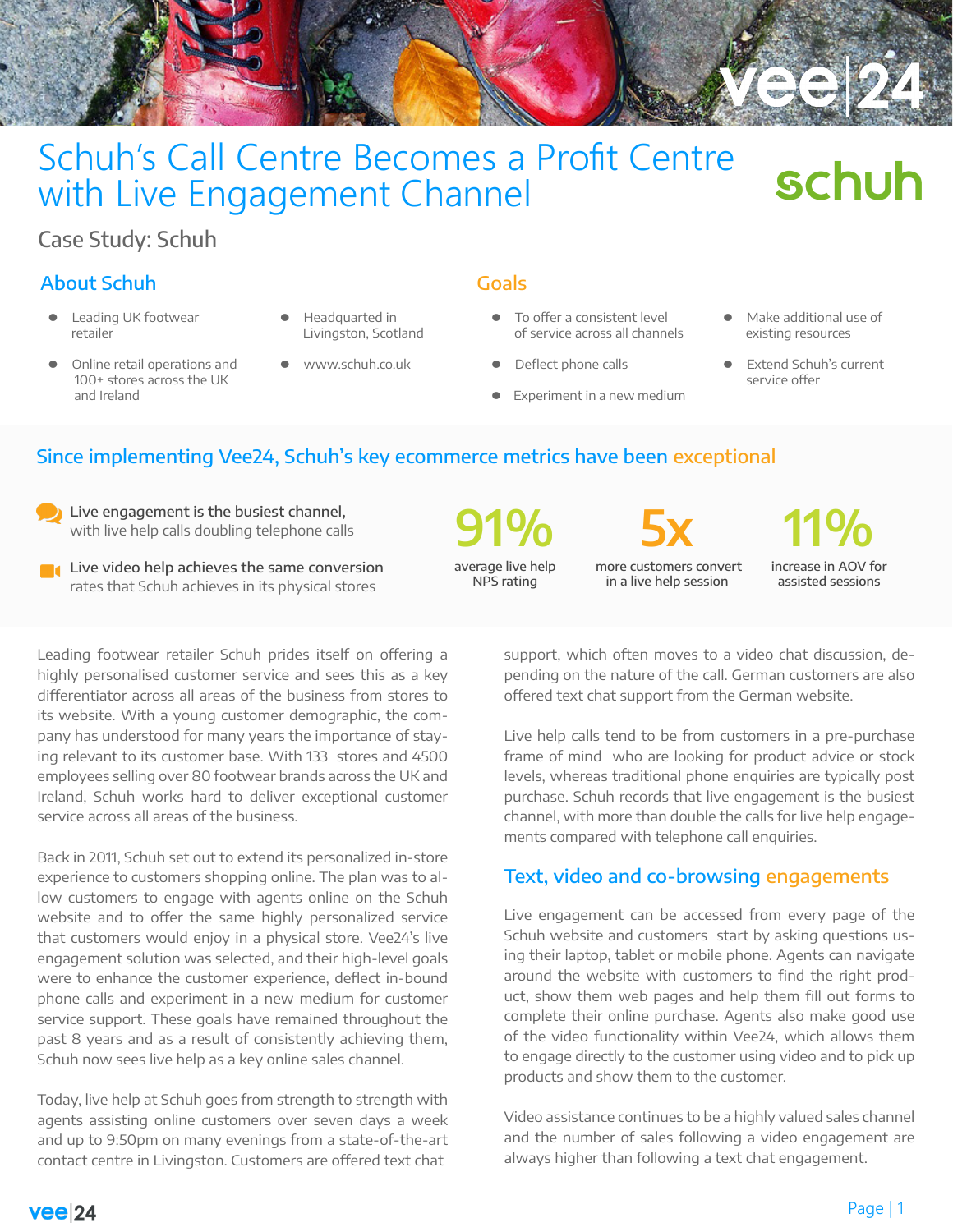# Schuh's Call Centre Becomes a Profit Centre with Live Engagement Channel

## Case Study: Schuh

### About Schuh

- Leading UK footwear retailer
- Online retail operations and 100+ stores across the UK and Ireland
- Headquarted in Livingston, Scotland
- www.schuh.co.uk

### Goals

- To offer a consistent level of service across all channels
- Deflect phone calls
- Experiment in a new medium
- Make additional use of existing resources
- Extend Schuh's current service offer

## Since implementing Vee24, Schuh's key ecommerce metrics have been exceptional

**Live engagement is the busiest channel,** with live help calls doubling telephone calls

**Live video help achieves the same conversion** rates that Schuh achieves in its physical stores

**91%** average live help NPS rating

**5x** more customers convert in a live help session

**11%** increase in AOV for assisted sessions

Leading footwear retailer Schuh prides itself on offering a highly personalised customer service and sees this as a key differentiator across all areas of the business from stores to its website. With a young customer demographic, the company has understood for many years the importance of staying relevant to its customer base. With 133 stores and 4500 employees selling over 80 footwear brands across the UK and Ireland, Schuh works hard to deliver exceptional customer service across all areas of the business.

Back in 2011, Schuh set out to extend its personalized in-store experience to customers shopping online. The plan was to allow customers to engage with agents online on the Schuh website and to offer the same highly personalized service that customers would enjoy in a physical store. Vee24's live engagement solution was selected, and their high-level goals were to enhance the customer experience, deflect in-bound phone calls and experiment in a new medium for customer service support. These goals have remained throughout the past 8 years and as a result of consistently achieving them, Schuh now sees live help as a key online sales channel.

Today, live help at Schuh goes from strength to strength with agents assisting online customers over seven days a week and up to 9:50pm on many evenings from a state-of-the-art contact centre in Livingston. Customers are offered text chat support, which often moves to a video chat discussion, depending on the nature of the call. German customers are also offered text chat support from the German website.

Live help calls tend to be from customers in a pre-purchase frame of mind who are looking for product advice or stock levels, whereas traditional phone enquiries are typically post purchase. Schuh records that live engagement is the busiest channel, with more than double the calls for live help engagements compared with telephone call enquiries.

### Text, video and co-browsing engagements

Live engagement can be accessed from every page of the Schuh website and customers start by asking questions using their laptop, tablet or mobile phone. Agents can navigate around the website with customers to find the right product, show them web pages and help them fill out forms to complete their online purchase. Agents also make good use of the video functionality within Vee24, which allows them to engage directly to the customer using video and to pick up products and show them to the customer.

Video assistance continues to be a highly valued sales channel and the number of sales following a video engagement are always higher than following a text chat engagement.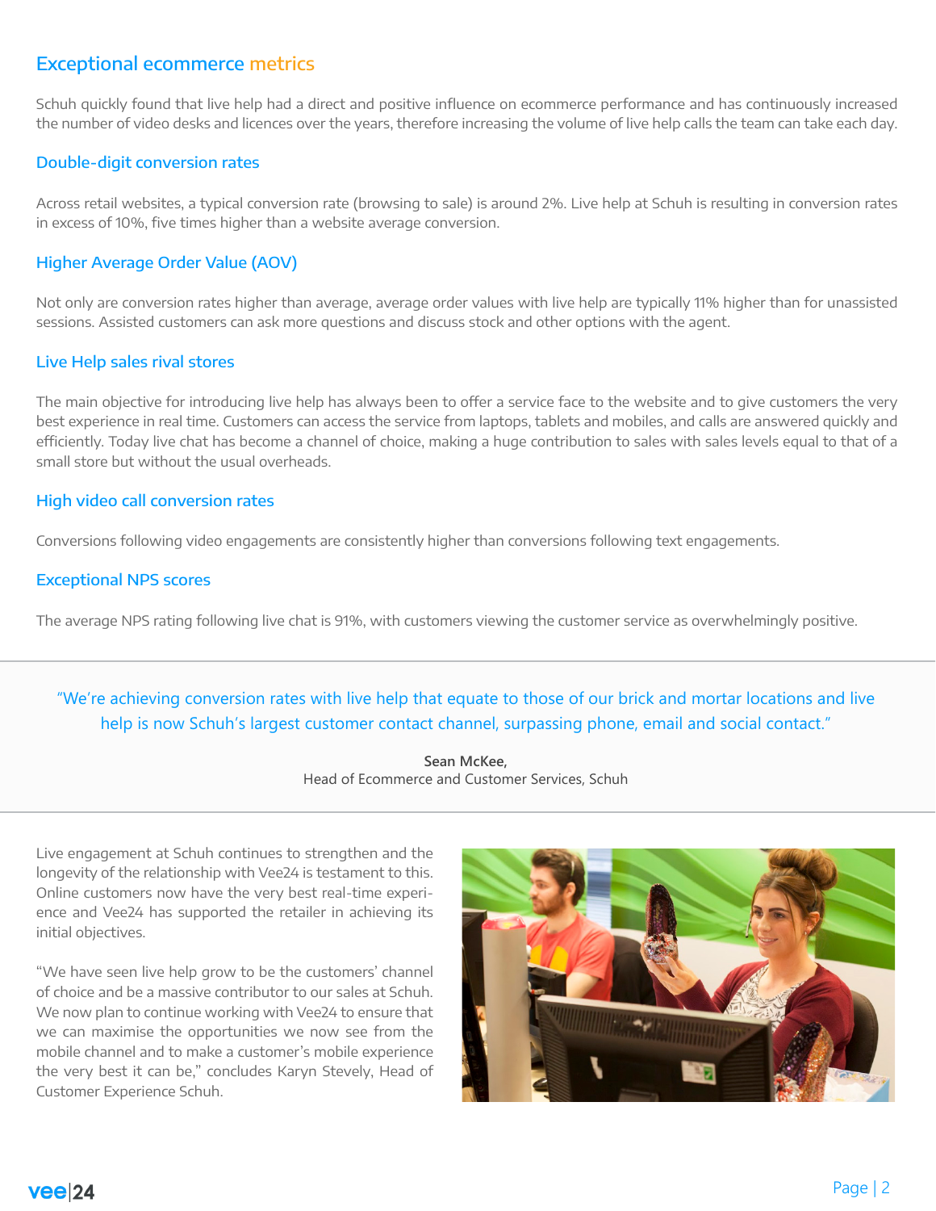## Exceptional ecommerce metrics

Schuh quickly found that live help had a direct and positive influence on ecommerce performance and has continuously increased the number of video desks and licences over the years, therefore increasing the volume of live help calls the team can take each day.

### Double-digit conversion rates

Across retail websites, a typical conversion rate (browsing to sale) is around 2%. Live help at Schuh is resulting in conversion rates in excess of 10%, five times higher than a website average conversion.

### Higher Average Order Value (AOV)

Not only are conversion rates higher than average, average order values with live help are typically 11% higher than for unassisted sessions. Assisted customers can ask more questions and discuss stock and other options with the agent.

### Live Help sales rival stores

The main objective for introducing live help has always been to offer a service face to the website and to give customers the very best experience in real time. Customers can access the service from laptops, tablets and mobiles, and calls are answered quickly and efficiently. Today live chat has become a channel of choice, making a huge contribution to sales with sales levels equal to that of a small store but without the usual overheads.

### High video call conversion rates

Conversions following video engagements are consistently higher than conversions following text engagements.

### Exceptional NPS scores

The average NPS rating following live chat is 91%, with customers viewing the customer service as overwhelmingly positive.

> "We're achieving conversion rates with live help that equate to those of our brick and mortar locations and live help is now Schuh's largest customer contact channel, surpassing phone, email and social contact."
>
> **Sean McKee,**
> Head of Ecommerce and Customer Services, Schuh

Live engagement at Schuh continues to strengthen and the longevity of the relationship with Vee24 is testament to this. Online customers now have the very best real-time experience and Vee24 has supported the retailer in achieving its initial objectives.

"We have seen live help grow to be the customers' channel of choice and be a massive contributor to our sales at Schuh. We now plan to continue working with Vee24 to ensure that we can maximise the opportunities we now see from the mobile channel and to make a customer's mobile experience the very best it can be," concludes Karyn Stevely, Head of Customer Experience Schuh.